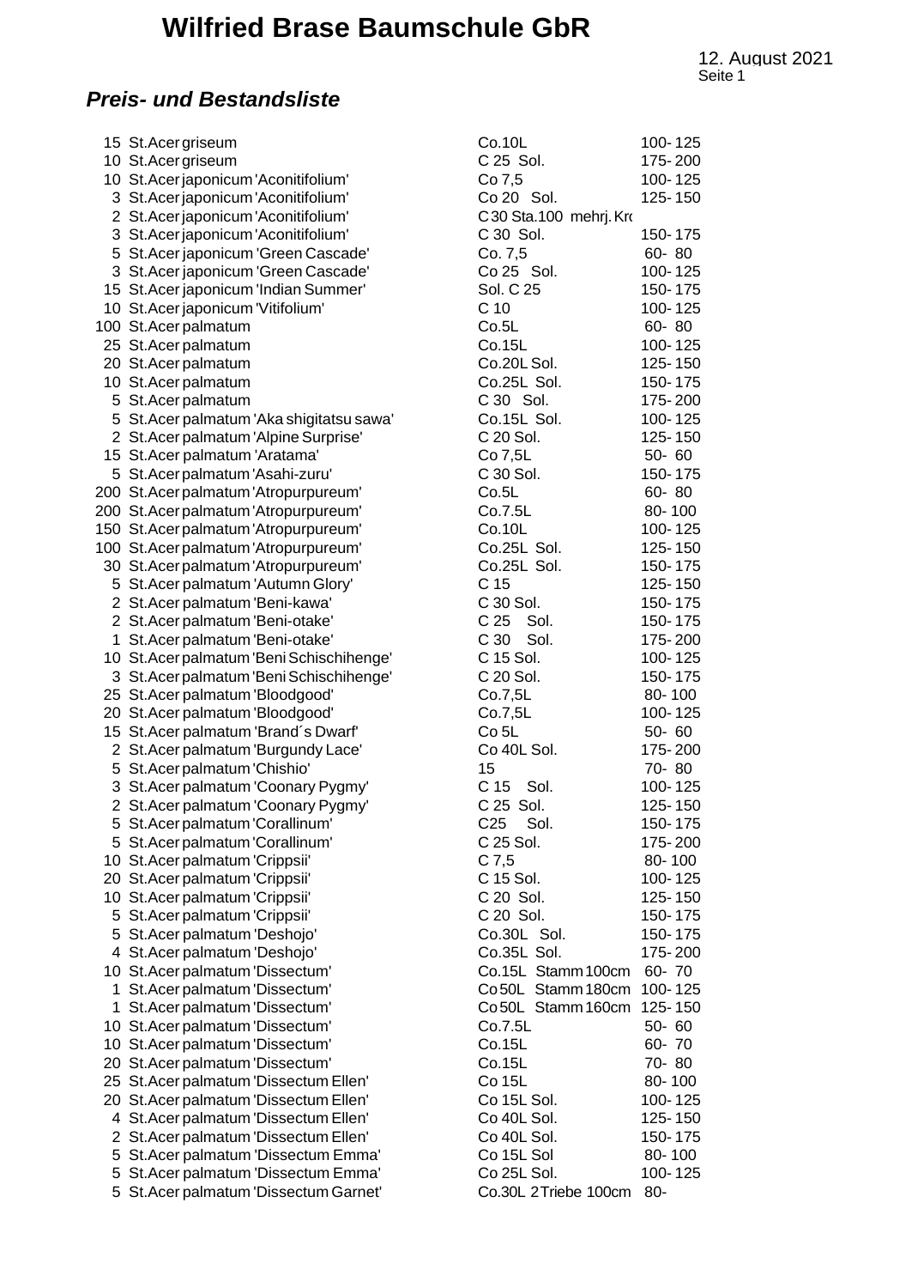# Wilfried Brase Baumschule GbR

12. August 2021

## *Preis- und Bestandsliste*

| | | | |
|---|---|---|---|
| 15 | St.Acer griseum | Co.10L | 100- 125 |
| 10 | St.Acer griseum | C 25 Sol. | 175- 200 |
| 10 | St.Acer japonicum 'Aconitifolium' | Co 7,5 | 100- 125 |
| 3 | St.Acer japonicum 'Aconitifolium' | Co 20 Sol. | 125- 150 |
| 2 | St.Acer japonicum 'Aconitifolium' | C 30 Sta.100 mehrj. Kr | |
| 3 | St.Acer japonicum 'Aconitifolium' | C 30 Sol. | 150- 175 |
| 5 | St.Acer japonicum 'Green Cascade' | Co. 7,5 | 60- 80 |
| 3 | St.Acer japonicum 'Green Cascade' | Co 25 Sol. | 100- 125 |
| 15 | St.Acer japonicum 'Indian Summer' | Sol. C 25 | 150- 175 |
| 10 | St.Acer japonicum 'Vitifolium' | C 10 | 100- 125 |
| 100 | St.Acer palmatum | Co.5L | 60- 80 |
| 25 | St.Acer palmatum | Co.15L | 100- 125 |
| 20 | St.Acer palmatum | Co.20L Sol. | 125- 150 |
| 10 | St.Acer palmatum | Co.25L Sol. | 150- 175 |
| 5 | St.Acer palmatum | C 30 Sol. | 175- 200 |
| 5 | St.Acer palmatum 'Aka shigitatsu sawa' | Co.15L Sol. | 100- 125 |
| 2 | St.Acer palmatum 'Alpine Surprise' | C 20 Sol. | 125- 150 |
| 15 | St.Acer palmatum 'Aratama' | Co 7,5L | 50- 60 |
| 5 | St.Acer palmatum 'Asahi-zuru' | C 30 Sol. | 150- 175 |
| 200 | St.Acer palmatum 'Atropurpureum' | Co.5L | 60- 80 |
| 200 | St.Acer palmatum 'Atropurpureum' | Co.7.5L | 80- 100 |
| 150 | St.Acer palmatum 'Atropurpureum' | Co.10L | 100- 125 |
| 100 | St.Acer palmatum 'Atropurpureum' | Co.25L Sol. | 125- 150 |
| 30 | St.Acer palmatum 'Atropurpureum' | Co.25L Sol. | 150- 175 |
| 5 | St.Acer palmatum 'Autumn Glory' | C 15 | 125- 150 |
| 2 | St.Acer palmatum 'Beni-kawa' | C 30 Sol. | 150- 175 |
| 2 | St.Acer palmatum 'Beni-otake' | C 25 Sol. | 150- 175 |
| 1 | St.Acer palmatum 'Beni-otake' | C 30 Sol. | 175- 200 |
| 10 | St.Acer palmatum 'Beni Schischihenge' | C 15 Sol. | 100- 125 |
| 3 | St.Acer palmatum 'Beni Schischihenge' | C 20 Sol. | 150- 175 |
| 25 | St.Acer palmatum 'Bloodgood' | Co.7,5L | 80- 100 |
| 20 | St.Acer palmatum 'Bloodgood' | Co.7,5L | 100- 125 |
| 15 | St.Acer palmatum 'Brand´s Dwarf' | Co 5L | 50- 60 |
| 2 | St.Acer palmatum 'Burgundy Lace' | Co 40L Sol. | 175- 200 |
| 5 | St.Acer palmatum 'Chishio' | 15 | 70- 80 |
| 3 | St.Acer palmatum 'Coonary Pygmy' | C 15 Sol. | 100- 125 |
| 2 | St.Acer palmatum 'Coonary Pygmy' | C 25 Sol. | 125- 150 |
| 5 | St.Acer palmatum 'Corallinum' | C25 Sol. | 150- 175 |
| 5 | St.Acer palmatum 'Corallinum' | C 25 Sol. | 175- 200 |
| 10 | St.Acer palmatum 'Crippsii' | C 7,5 | 80- 100 |
| 20 | St.Acer palmatum 'Crippsii' | C 15 Sol. | 100- 125 |
| 10 | St.Acer palmatum 'Crippsii' | C 20 Sol. | 125- 150 |
| 5 | St.Acer palmatum 'Crippsii' | C 20 Sol. | 150- 175 |
| 5 | St.Acer palmatum 'Deshojo' | Co.30L Sol. | 150- 175 |
| 4 | St.Acer palmatum 'Deshojo' | Co.35L Sol. | 175- 200 |
| 10 | St.Acer palmatum 'Dissectum' | Co.15L Stamm 100cm | 60- 70 |
| 1 | St.Acer palmatum 'Dissectum' | Co 50L Stamm 180cm | 100- 125 |
| 1 | St.Acer palmatum 'Dissectum' | Co 50L Stamm 160cm | 125- 150 |
| 10 | St.Acer palmatum 'Dissectum' | Co.7.5L | 50- 60 |
| 10 | St.Acer palmatum 'Dissectum' | Co.15L | 60- 70 |
| 20 | St.Acer palmatum 'Dissectum' | Co.15L | 70- 80 |
| 25 | St.Acer palmatum 'Dissectum Ellen' | Co 15L | 80- 100 |
| 20 | St.Acer palmatum 'Dissectum Ellen' | Co 15L Sol. | 100- 125 |
| 4 | St.Acer palmatum 'Dissectum Ellen' | Co 40L Sol. | 125- 150 |
| 2 | St.Acer palmatum 'Dissectum Ellen' | Co 40L Sol. | 150- 175 |
| 5 | St.Acer palmatum 'Dissectum Emma' | Co 15L Sol | 80- 100 |
| 5 | St.Acer palmatum 'Dissectum Emma' | Co 25L Sol. | 100- 125 |
| 5 | St.Acer palmatum 'Dissectum Garnet' | Co.30L 2 Triebe 100cm | 80- |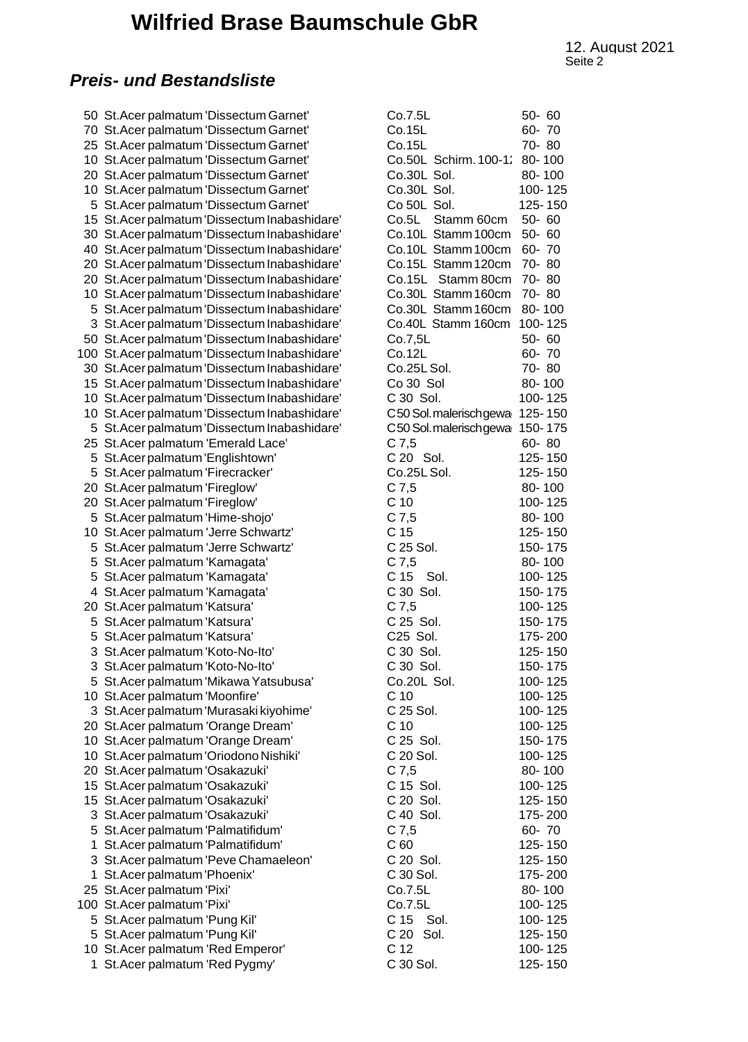# Wilfried Brase Baumschule GbR

12. August 2021

## *Preis- und Bestandsliste*

| | | | |
|---|---|---|---|
| 50 | St.Acer palmatum 'Dissectum Garnet' | Co.7.5L | 50- 60 |
| 70 | St.Acer palmatum 'Dissectum Garnet' | Co.15L | 60- 70 |
| 25 | St.Acer palmatum 'Dissectum Garnet' | Co.15L | 70- 80 |
| 10 | St.Acer palmatum 'Dissectum Garnet' | Co.50L Schirm. 100-1: | 80- 100 |
| 20 | St.Acer palmatum 'Dissectum Garnet' | Co.30L Sol. | 80- 100 |
| 10 | St.Acer palmatum 'Dissectum Garnet' | Co.30L Sol. | 100- 125 |
| 5 | St.Acer palmatum 'Dissectum Garnet' | Co 50L Sol. | 125- 150 |
| 15 | St.Acer palmatum 'Dissectum Inabashidare' | Co.5L Stamm 60cm | 50- 60 |
| 30 | St.Acer palmatum 'Dissectum Inabashidare' | Co.10L Stamm 100cm | 50- 60 |
| 40 | St.Acer palmatum 'Dissectum Inabashidare' | Co.10L Stamm 100cm | 60- 70 |
| 20 | St.Acer palmatum 'Dissectum Inabashidare' | Co.15L Stamm 120cm | 70- 80 |
| 20 | St.Acer palmatum 'Dissectum Inabashidare' | Co.15L Stamm 80cm | 70- 80 |
| 10 | St.Acer palmatum 'Dissectum Inabashidare' | Co.30L Stamm 160cm | 70- 80 |
| 5 | St.Acer palmatum 'Dissectum Inabashidare' | Co.30L Stamm 160cm | 80- 100 |
| 3 | St.Acer palmatum 'Dissectum Inabashidare' | Co.40L Stamm 160cm | 100- 125 |
| 50 | St.Acer palmatum 'Dissectum Inabashidare' | Co.7,5L | 50- 60 |
| 100 | St.Acer palmatum 'Dissectum Inabashidare' | Co.12L | 60- 70 |
| 30 | St.Acer palmatum 'Dissectum Inabashidare' | Co.25L Sol. | 70- 80 |
| 15 | St.Acer palmatum 'Dissectum Inabashidare' | Co 30 Sol | 80- 100 |
| 10 | St.Acer palmatum 'Dissectum Inabashidare' | C 30 Sol. | 100- 125 |
| 10 | St.Acer palmatum 'Dissectum Inabashidare' | C 50 Sol. malerisch gewa | 125- 150 |
| 5 | St.Acer palmatum 'Dissectum Inabashidare' | C 50 Sol. malerisch gewa | 150- 175 |
| 25 | St.Acer palmatum 'Emerald Lace' | C 7,5 | 60- 80 |
| 5 | St.Acer palmatum 'Englishtown' | C 20 Sol. | 125- 150 |
| 5 | St.Acer palmatum 'Firecracker' | Co.25L Sol. | 125- 150 |
| 20 | St.Acer palmatum 'Fireglow' | C 7,5 | 80- 100 |
| 20 | St.Acer palmatum 'Fireglow' | C 10 | 100- 125 |
| 5 | St.Acer palmatum 'Hime-shojo' | C 7,5 | 80- 100 |
| 10 | St.Acer palmatum 'Jerre Schwartz' | C 15 | 125- 150 |
| 5 | St.Acer palmatum 'Jerre Schwartz' | C 25 Sol. | 150- 175 |
| 5 | St.Acer palmatum 'Kamagata' | C 7,5 | 80- 100 |
| 5 | St.Acer palmatum 'Kamagata' | C 15 Sol. | 100- 125 |
| 4 | St.Acer palmatum 'Kamagata' | C 30 Sol. | 150- 175 |
| 20 | St.Acer palmatum 'Katsura' | C 7,5 | 100- 125 |
| 5 | St.Acer palmatum 'Katsura' | C 25 Sol. | 150- 175 |
| 5 | St.Acer palmatum 'Katsura' | C25 Sol. | 175- 200 |
| 3 | St.Acer palmatum 'Koto-No-Ito' | C 30 Sol. | 125- 150 |
| 3 | St.Acer palmatum 'Koto-No-Ito' | C 30 Sol. | 150- 175 |
| 5 | St.Acer palmatum 'Mikawa Yatsubusa' | Co.20L Sol. | 100- 125 |
| 10 | St.Acer palmatum 'Moonfire' | C 10 | 100- 125 |
| 3 | St.Acer palmatum 'Murasaki kiyohime' | C 25 Sol. | 100- 125 |
| 20 | St.Acer palmatum 'Orange Dream' | C 10 | 100- 125 |
| 10 | St.Acer palmatum 'Orange Dream' | C 25 Sol. | 150- 175 |
| 10 | St.Acer palmatum 'Oriodono Nishiki' | C 20 Sol. | 100- 125 |
| 20 | St.Acer palmatum 'Osakazuki' | C 7,5 | 80- 100 |
| 15 | St.Acer palmatum 'Osakazuki' | C 15 Sol. | 100- 125 |
| 15 | St.Acer palmatum 'Osakazuki' | C 20 Sol. | 125- 150 |
| 3 | St.Acer palmatum 'Osakazuki' | C 40 Sol. | 175- 200 |
| 5 | St.Acer palmatum 'Palmatifidum' | C 7,5 | 60- 70 |
| 1 | St.Acer palmatum 'Palmatifidum' | C 60 | 125- 150 |
| 3 | St.Acer palmatum 'Peve Chamaeleon' | C 20 Sol. | 125- 150 |
| 1 | St.Acer palmatum 'Phoenix' | C 30 Sol. | 175- 200 |
| 25 | St.Acer palmatum 'Pixi' | Co.7.5L | 80- 100 |
| 100 | St.Acer palmatum 'Pixi' | Co.7.5L | 100- 125 |
| 5 | St.Acer palmatum 'Pung Kil' | C 15 Sol. | 100- 125 |
| 5 | St.Acer palmatum 'Pung Kil' | C 20 Sol. | 125- 150 |
| 10 | St.Acer palmatum 'Red Emperor' | C 12 | 100- 125 |
| 1 | St.Acer palmatum 'Red Pygmy' | C 30 Sol. | 125- 150 |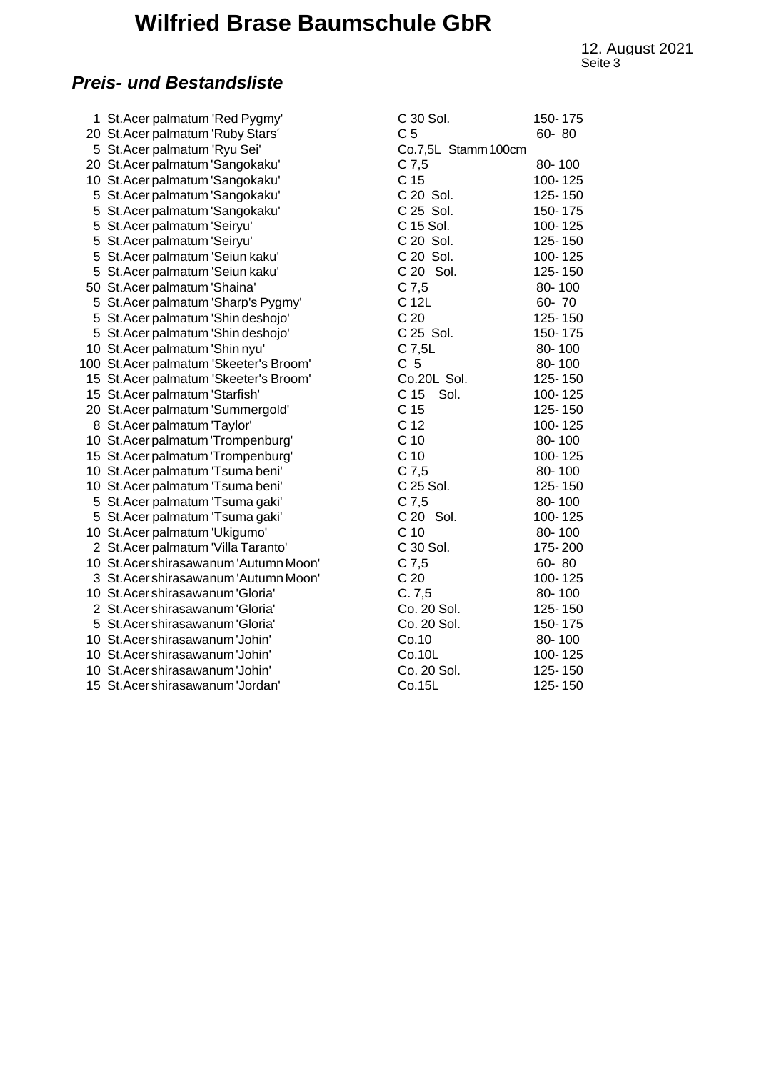# Wilfried Brase Baumschule GbR

12. August 2021

## *Preis- und Bestandsliste*

| | | | |
|---|---|---|---|
| 1 | St.Acer palmatum 'Red Pygmy' | C 30 Sol. | 150- 175 |
| 20 | St.Acer palmatum 'Ruby Stars´ | C 5 | 60- 80 |
| 5 | St.Acer palmatum 'Ryu Sei' | Co.7,5L Stamm 100cm | |
| 20 | St.Acer palmatum 'Sangokaku' | C 7,5 | 80- 100 |
| 10 | St.Acer palmatum 'Sangokaku' | C 15 | 100- 125 |
| 5 | St.Acer palmatum 'Sangokaku' | C 20 Sol. | 125- 150 |
| 5 | St.Acer palmatum 'Sangokaku' | C 25 Sol. | 150- 175 |
| 5 | St.Acer palmatum 'Seiryu' | C 15 Sol. | 100- 125 |
| 5 | St.Acer palmatum 'Seiryu' | C 20 Sol. | 125- 150 |
| 5 | St.Acer palmatum 'Seiun kaku' | C 20 Sol. | 100- 125 |
| 5 | St.Acer palmatum 'Seiun kaku' | C 20 Sol. | 125- 150 |
| 50 | St.Acer palmatum 'Shaina' | C 7,5 | 80- 100 |
| 5 | St.Acer palmatum 'Sharp's Pygmy' | C 12L | 60- 70 |
| 5 | St.Acer palmatum 'Shin deshojo' | C 20 | 125- 150 |
| 5 | St.Acer palmatum 'Shin deshojo' | C 25 Sol. | 150- 175 |
| 10 | St.Acer palmatum 'Shin nyu' | C 7,5L | 80- 100 |
| 100 | St.Acer palmatum 'Skeeter's Broom' | C 5 | 80- 100 |
| 15 | St.Acer palmatum 'Skeeter's Broom' | Co.20L Sol. | 125- 150 |
| 15 | St.Acer palmatum 'Starfish' | C 15 Sol. | 100- 125 |
| 20 | St.Acer palmatum 'Summergold' | C 15 | 125- 150 |
| 8 | St.Acer palmatum 'Taylor' | C 12 | 100- 125 |
| 10 | St.Acer palmatum 'Trompenburg' | C 10 | 80- 100 |
| 15 | St.Acer palmatum 'Trompenburg' | C 10 | 100- 125 |
| 10 | St.Acer palmatum 'Tsuma beni' | C 7,5 | 80- 100 |
| 10 | St.Acer palmatum 'Tsuma beni' | C 25 Sol. | 125- 150 |
| 5 | St.Acer palmatum 'Tsuma gaki' | C 7,5 | 80- 100 |
| 5 | St.Acer palmatum 'Tsuma gaki' | C 20 Sol. | 100- 125 |
| 10 | St.Acer palmatum 'Ukigumo' | C 10 | 80- 100 |
| 2 | St.Acer palmatum 'Villa Taranto' | C 30 Sol. | 175- 200 |
| 10 | St.Acer shirasawanum 'Autumn Moon' | C 7,5 | 60- 80 |
| 3 | St.Acer shirasawanum 'Autumn Moon' | C 20 | 100- 125 |
| 10 | St.Acer shirasawanum 'Gloria' | C. 7,5 | 80- 100 |
| 2 | St.Acer shirasawanum 'Gloria' | Co. 20 Sol. | 125- 150 |
| 5 | St.Acer shirasawanum 'Gloria' | Co. 20 Sol. | 150- 175 |
| 10 | St.Acer shirasawanum 'Johin' | Co.10 | 80- 100 |
| 10 | St.Acer shirasawanum 'Johin' | Co.10L | 100- 125 |
| 10 | St.Acer shirasawanum 'Johin' | Co. 20 Sol. | 125- 150 |
| 15 | St.Acer shirasawanum 'Jordan' | Co.15L | 125- 150 |